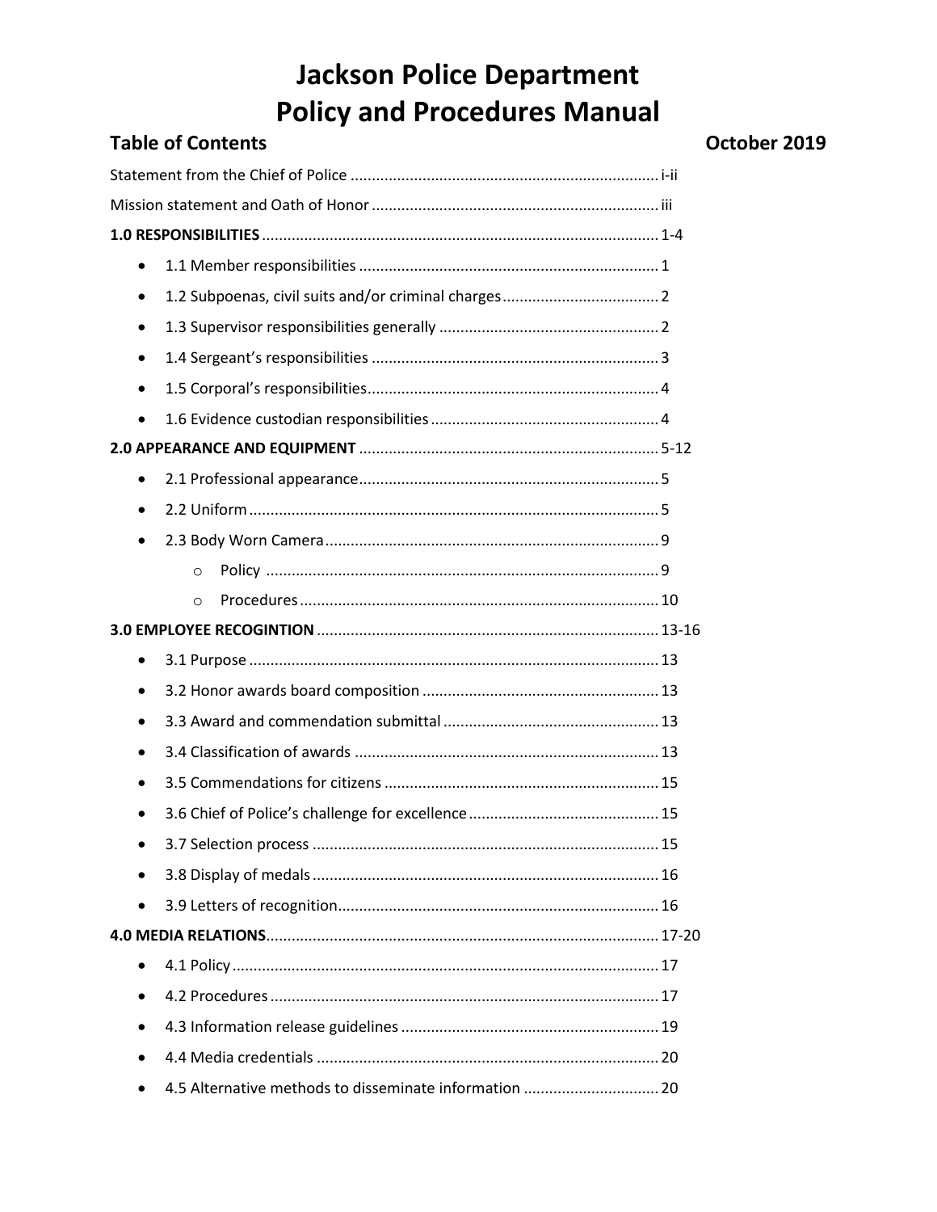# Jackson Police Department
# Policy and Procedures Manual

**Table of Contents** **October 2019**

Statement from the Chief of Police ........................................................................ i-ii

Mission statement and Oath of Honor ................................................................... iii

**1.0 RESPONSIBILITIES** ............................................................................................ 1-4

- 1.1 Member responsibilities ...................................................................... 1
- 1.2 Subpoenas, civil suits and/or criminal charges.................................... 2
- 1.3 Supervisor responsibilities generally ................................................... 2
- 1.4 Sergeant's responsibilities ................................................................... 3
- 1.5 Corporal's responsibilities.................................................................... 4
- 1.6 Evidence custodian responsibilities ..................................................... 4

**2.0 APPEARANCE AND EQUIPMENT** ...................................................................... 5-12

- 2.1 Professional appearance...................................................................... 5
- 2.2 Uniform ................................................................................................ 5
- 2.3 Body Worn Camera .............................................................................. 9
    - Policy ............................................................................................ 9
    - Procedures .................................................................................... 10

**3.0 EMPLOYEE RECOGINTION** ................................................................................ 13-16

- 3.1 Purpose ................................................................................................ 13
- 3.2 Honor awards board composition ....................................................... 13
- 3.3 Award and commendation submittal .................................................. 13
- 3.4 Classification of awards ....................................................................... 13
- 3.5 Commendations for citizens ................................................................ 15
- 3.6 Chief of Police's challenge for excellence ............................................ 15
- 3.7 Selection process ................................................................................. 15
- 3.8 Display of medals ................................................................................. 16
- 3.9 Letters of recognition........................................................................... 16

**4.0 MEDIA RELATIONS**............................................................................................ 17-20

- 4.1 Policy .................................................................................................... 17
- 4.2 Procedures ........................................................................................... 17
- 4.3 Information release guidelines ............................................................ 19
- 4.4 Media credentials ................................................................................ 20
- 4.5 Alternative methods to disseminate information ............................... 20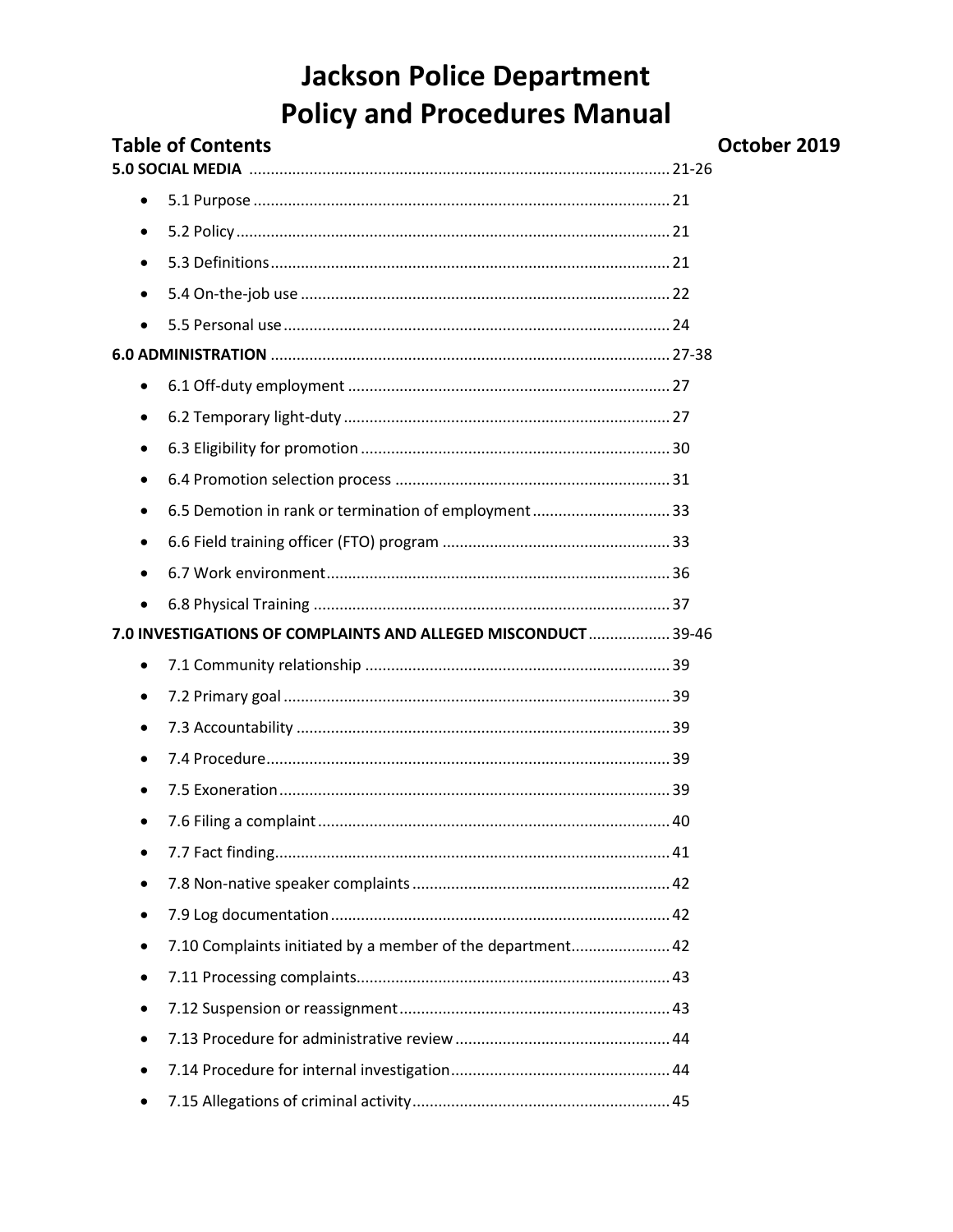# Jackson Police Department
# Policy and Procedures Manual

**Table of Contents** **October 2019**

**5.0 SOCIAL MEDIA** ........ 21-26

- 5.1 Purpose ........ 21
- 5.2 Policy ........ 21
- 5.3 Definitions ........ 21
- 5.4 On-the-job use ........ 22
- 5.5 Personal use ........ 24

**6.0 ADMINISTRATION** ........ 27-38

- 6.1 Off-duty employment ........ 27
- 6.2 Temporary light-duty ........ 27
- 6.3 Eligibility for promotion ........ 30
- 6.4 Promotion selection process ........ 31
- 6.5 Demotion in rank or termination of employment ........ 33
- 6.6 Field training officer (FTO) program ........ 33
- 6.7 Work environment ........ 36
- 6.8 Physical Training ........ 37

**7.0 INVESTIGATIONS OF COMPLAINTS AND ALLEGED MISCONDUCT** ........ 39-46

- 7.1 Community relationship ........ 39
- 7.2 Primary goal ........ 39
- 7.3 Accountability ........ 39
- 7.4 Procedure ........ 39
- 7.5 Exoneration ........ 39
- 7.6 Filing a complaint ........ 40
- 7.7 Fact finding ........ 41
- 7.8 Non-native speaker complaints ........ 42
- 7.9 Log documentation ........ 42
- 7.10 Complaints initiated by a member of the department ........ 42
- 7.11 Processing complaints ........ 43
- 7.12 Suspension or reassignment ........ 43
- 7.13 Procedure for administrative review ........ 44
- 7.14 Procedure for internal investigation ........ 44
- 7.15 Allegations of criminal activity ........ 45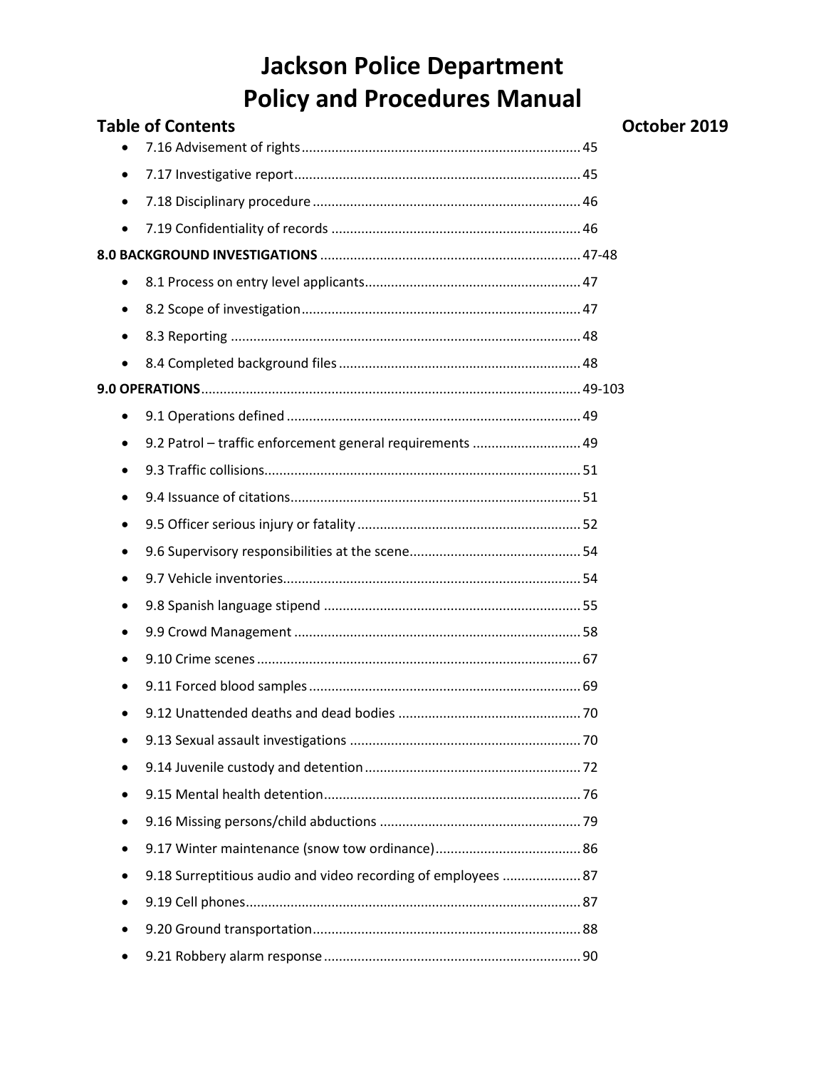# Jackson Police Department
# Policy and Procedures Manual

**Table of Contents** **October 2019**

- 7.16 Advisement of rights........................................................................ 45
- 7.17 Investigative report.......................................................................... 45
- 7.18 Disciplinary procedure..................................................................... 46
- 7.19 Confidentiality of records ................................................................ 46

**8.0 BACKGROUND INVESTIGATIONS** .................................................................... 47-48

- 8.1 Process on entry level applicants....................................................... 47
- 8.2 Scope of investigation........................................................................ 47
- 8.3 Reporting ........................................................................................... 48
- 8.4 Completed background files .............................................................. 48

**9.0 OPERATIONS**.................................................................................................. 49-103

- 9.1 Operations defined ............................................................................ 49
- 9.2 Patrol – traffic enforcement general requirements ............................ 49
- 9.3 Traffic collisions.................................................................................. 51
- 9.4 Issuance of citations........................................................................... 51
- 9.5 Officer serious injury or fatality .......................................................... 52
- 9.6 Supervisory responsibilities at the scene............................................ 54
- 9.7 Vehicle inventories.............................................................................. 54
- 9.8 Spanish language stipend .................................................................. 55
- 9.9 Crowd Management ........................................................................... 58
- 9.10 Crime scenes .................................................................................... 67
- 9.11 Forced blood samples ....................................................................... 69
- 9.12 Unattended deaths and dead bodies ................................................ 70
- 9.13 Sexual assault investigations ............................................................ 70
- 9.14 Juvenile custody and detention ......................................................... 72
- 9.15 Mental health detention..................................................................... 76
- 9.16 Missing persons/child abductions ..................................................... 79
- 9.17 Winter maintenance (snow tow ordinance)...................................... 86
- 9.18 Surreptitious audio and video recording of employees .................... 87
- 9.19 Cell phones........................................................................................ 87
- 9.20 Ground transportation....................................................................... 88
- 9.21 Robbery alarm response ................................................................... 90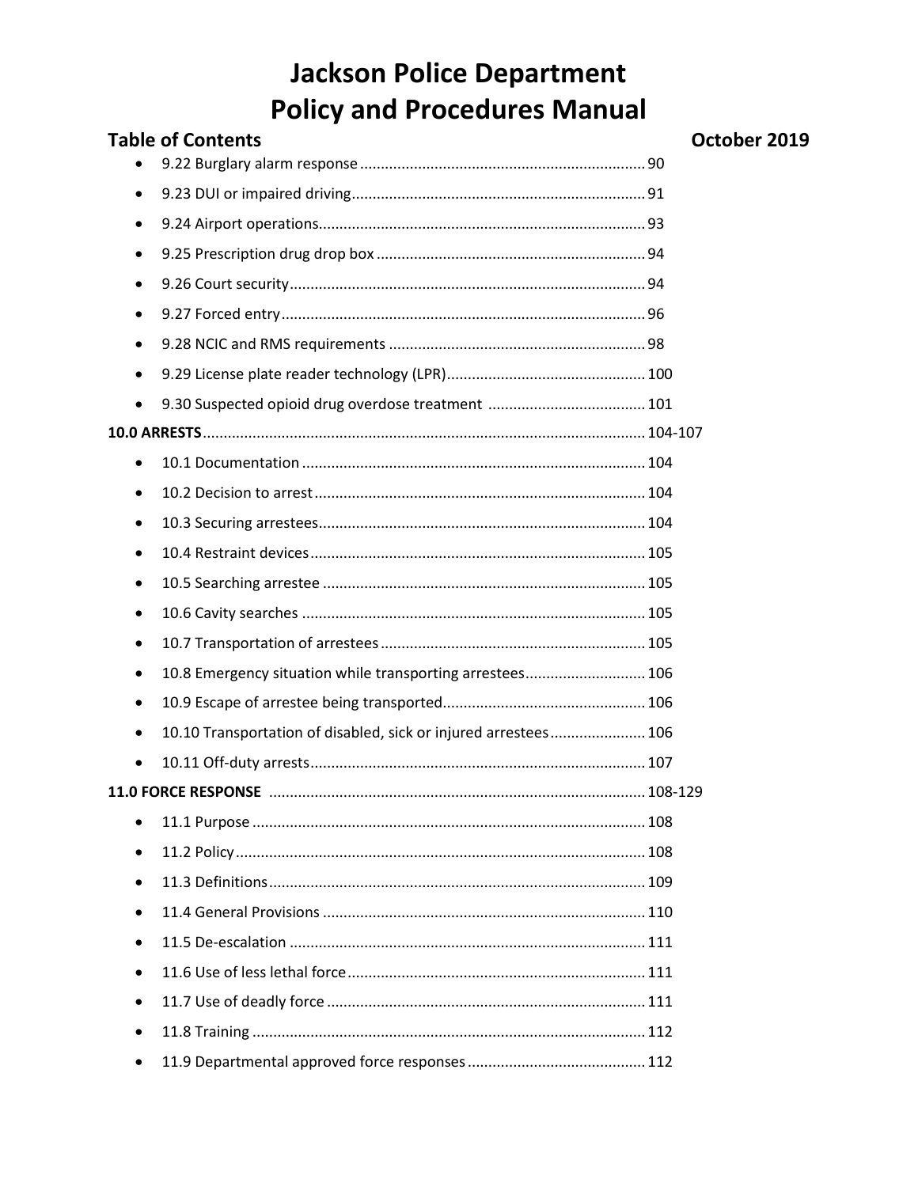# Jackson Police Department
# Policy and Procedures Manual

**Table of Contents** **October 2019**

- 9.22 Burglary alarm response .................................................................... 90
- 9.23 DUI or impaired driving...................................................................... 91
- 9.24 Airport operations.............................................................................. 93
- 9.25 Prescription drug drop box ................................................................ 94
- 9.26 Court security..................................................................................... 94
- 9.27 Forced entry ....................................................................................... 96
- 9.28 NCIC and RMS requirements ............................................................. 98
- 9.29 License plate reader technology (LPR)................................................ 100
- 9.30 Suspected opioid drug overdose treatment ...................................... 101

**10.0 ARRESTS**......................................................................................... 104-107

- 10.1 Documentation .................................................................................. 104
- 10.2 Decision to arrest ............................................................................... 104
- 10.3 Securing arrestees.............................................................................. 104
- 10.4 Restraint devices ................................................................................ 105
- 10.5 Searching arrestee ............................................................................. 105
- 10.6 Cavity searches .................................................................................. 105
- 10.7 Transportation of arrestees ............................................................... 105
- 10.8 Emergency situation while transporting arrestees............................ 106
- 10.9 Escape of arrestee being transported................................................ 106
- 10.10 Transportation of disabled, sick or injured arrestees ...................... 106
- 10.11 Off-duty arrests ................................................................................ 107

**11.0 FORCE RESPONSE** ......................................................................... 108-129

- 11.1 Purpose ............................................................................................. 108
- 11.2 Policy ................................................................................................. 108
- 11.3 Definitions.......................................................................................... 109
- 11.4 General Provisions ............................................................................. 110
- 11.5 De-escalation ..................................................................................... 111
- 11.6 Use of less lethal force....................................................................... 111
- 11.7 Use of deadly force ............................................................................ 111
- 11.8 Training .............................................................................................. 112
- 11.9 Departmental approved force responses .......................................... 112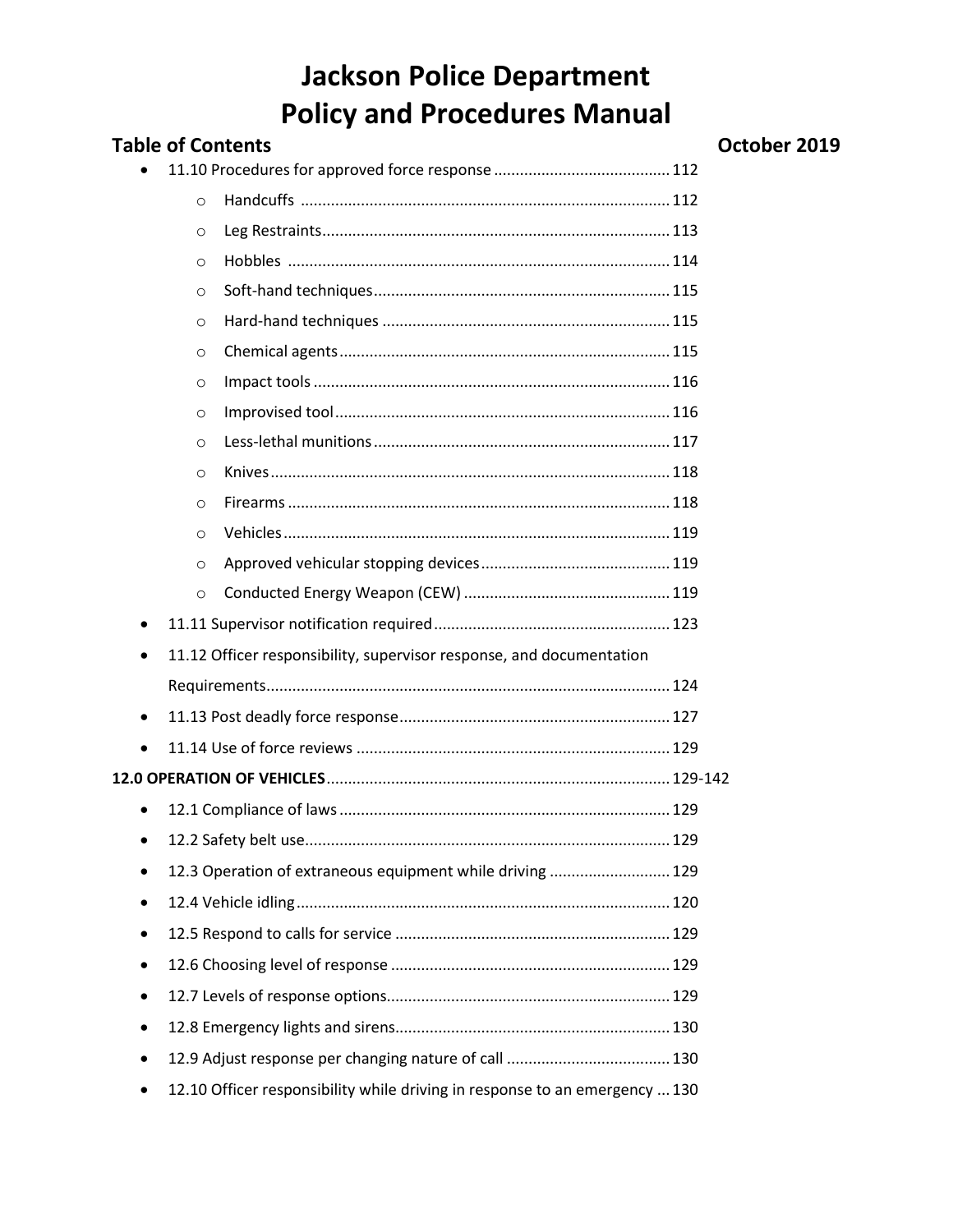# Jackson Police Department
# Policy and Procedures Manual

**Table of Contents** **October 2019**

- 11.10 Procedures for approved force response ........................................ 112
    - Handcuffs ..................................................................................... 112
    - Leg Restraints ................................................................................ 113
    - Hobbles ........................................................................................ 114
    - Soft-hand techniques .................................................................... 115
    - Hard-hand techniques .................................................................. 115
    - Chemical agents ............................................................................ 115
    - Impact tools .................................................................................. 116
    - Improvised tool ............................................................................. 116
    - Less-lethal munitions .................................................................... 117
    - Knives ............................................................................................ 118
    - Firearms ........................................................................................ 118
    - Vehicles ......................................................................................... 119
    - Approved vehicular stopping devices ........................................... 119
    - Conducted Energy Weapon (CEW) ................................................ 119
- 11.11 Supervisor notification required ...................................................... 123
- 11.12 Officer responsibility, supervisor response, and documentation Requirements ............................................................................................ 124
- 11.13 Post deadly force response .............................................................. 127
- 11.14 Use of force reviews ........................................................................ 129

**12.0 OPERATION OF VEHICLES** ............................................................................... 129-142

- 12.1 Compliance of laws ............................................................................ 129
- 12.2 Safety belt use .................................................................................... 129
- 12.3 Operation of extraneous equipment while driving ............................ 129
- 12.4 Vehicle idling ...................................................................................... 120
- 12.5 Respond to calls for service ............................................................... 129
- 12.6 Choosing level of response ................................................................ 129
- 12.7 Levels of response options ................................................................. 129
- 12.8 Emergency lights and sirens ............................................................... 130
- 12.9 Adjust response per changing nature of call ...................................... 130
- 12.10 Officer responsibility while driving in response to an emergency ... 130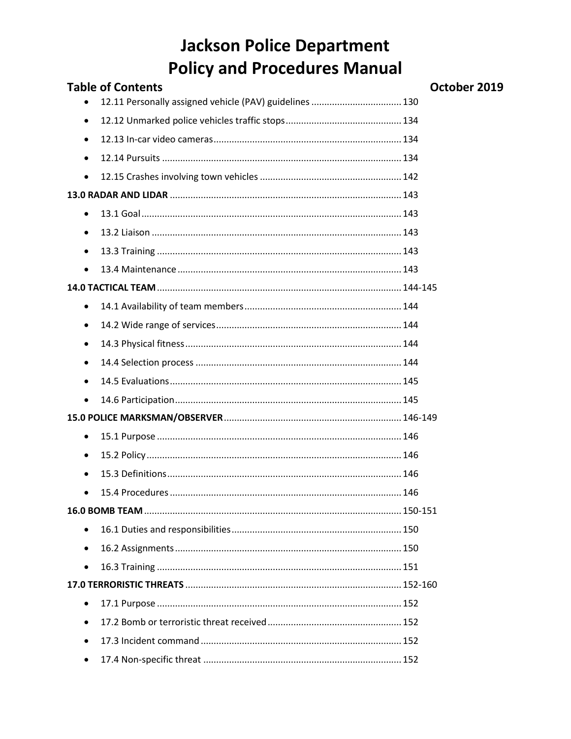# Jackson Police Department
# Policy and Procedures Manual

**Table of Contents** **October 2019**

- 12.11 Personally assigned vehicle (PAV) guidelines .................................. 130
- 12.12 Unmarked police vehicles traffic stops ............................................ 134
- 12.13 In-car video cameras ........................................................................ 134
- 12.14 Pursuits ............................................................................................ 134
- 12.15 Crashes involving town vehicles ...................................................... 142

**13.0 RADAR AND LIDAR** ......................................................................................... 143

- 13.1 Goal .................................................................................................... 143
- 13.2 Liaison ................................................................................................ 143
- 13.3 Training .............................................................................................. 143
- 13.4 Maintenance ...................................................................................... 143

**14.0 TACTICAL TEAM** .............................................................................................. 144-145

- 14.1 Availability of team members ............................................................ 144
- 14.2 Wide range of services ....................................................................... 144
- 14.3 Physical fitness ................................................................................... 144
- 14.4 Selection process ............................................................................... 144
- 14.5 Evaluations ......................................................................................... 145
- 14.6 Participation ....................................................................................... 145

**15.0 POLICE MARKSMAN/OBSERVER** .................................................................... 146-149

- 15.1 Purpose .............................................................................................. 146
- 15.2 Policy .................................................................................................. 146
- 15.3 Definitions .......................................................................................... 146
- 15.4 Procedures ......................................................................................... 146

**16.0 BOMB TEAM** .................................................................................................... 150-151

- 16.1 Duties and responsibilities ................................................................. 150
- 16.2 Assignments ....................................................................................... 150
- 16.3 Training .............................................................................................. 151

**17.0 TERRORISTIC THREATS** ................................................................................... 152-160

- 17.1 Purpose .............................................................................................. 152
- 17.2 Bomb or terroristic threat received ................................................... 152
- 17.3 Incident command ............................................................................. 152
- 17.4 Non-specific threat ............................................................................ 152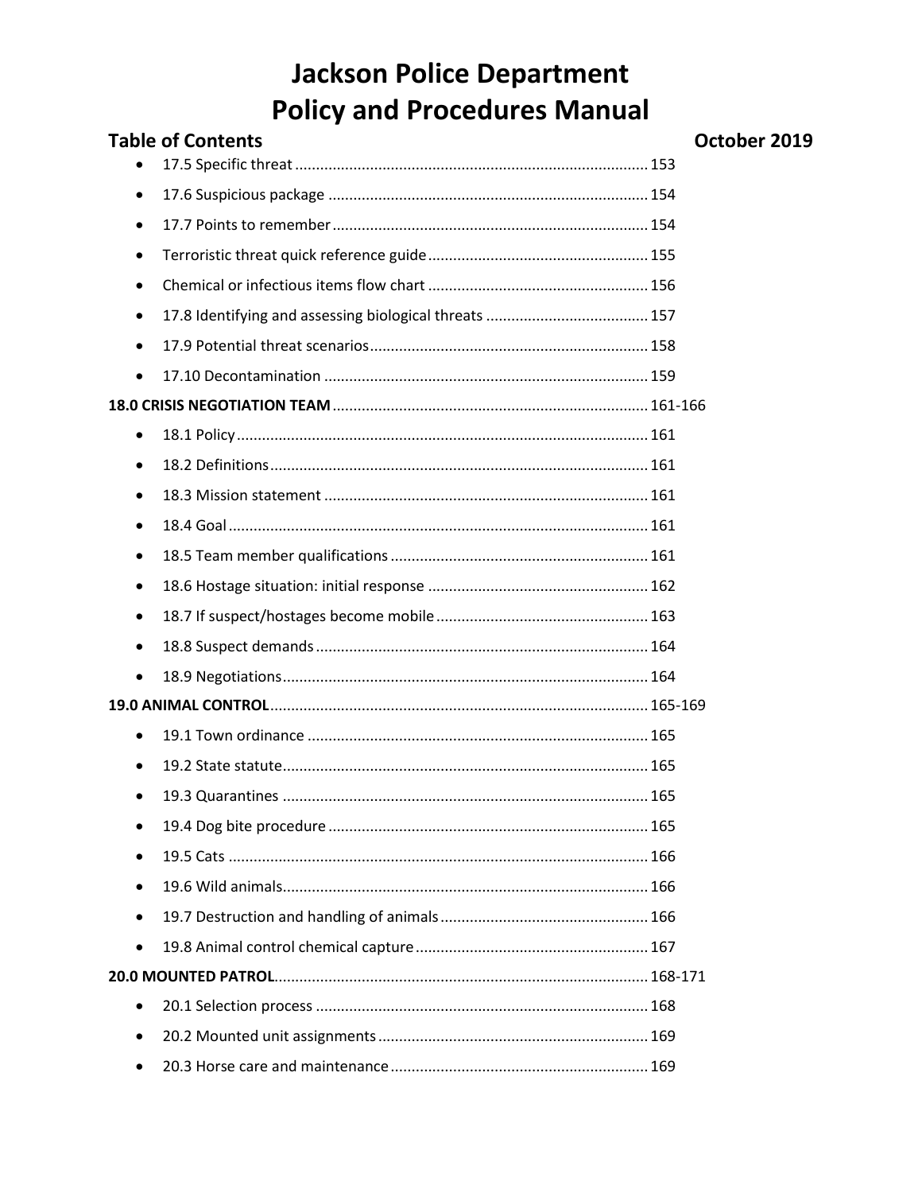# Jackson Police Department
# Policy and Procedures Manual

**Table of Contents** **October 2019**

- 17.5 Specific threat .......... 153
- 17.6 Suspicious package .......... 154
- 17.7 Points to remember .......... 154
- Terroristic threat quick reference guide .......... 155
- Chemical or infectious items flow chart .......... 156
- 17.8 Identifying and assessing biological threats .......... 157
- 17.9 Potential threat scenarios .......... 158
- 17.10 Decontamination .......... 159

**18.0 CRISIS NEGOTIATION TEAM** .......... 161-166

- 18.1 Policy .......... 161
- 18.2 Definitions .......... 161
- 18.3 Mission statement .......... 161
- 18.4 Goal .......... 161
- 18.5 Team member qualifications .......... 161
- 18.6 Hostage situation: initial response .......... 162
- 18.7 If suspect/hostages become mobile .......... 163
- 18.8 Suspect demands .......... 164
- 18.9 Negotiations .......... 164

**19.0 ANIMAL CONTROL** .......... 165-169

- 19.1 Town ordinance .......... 165
- 19.2 State statute .......... 165
- 19.3 Quarantines .......... 165
- 19.4 Dog bite procedure .......... 165
- 19.5 Cats .......... 166
- 19.6 Wild animals .......... 166
- 19.7 Destruction and handling of animals .......... 166
- 19.8 Animal control chemical capture .......... 167

**20.0 MOUNTED PATROL** .......... 168-171

- 20.1 Selection process .......... 168
- 20.2 Mounted unit assignments .......... 169
- 20.3 Horse care and maintenance .......... 169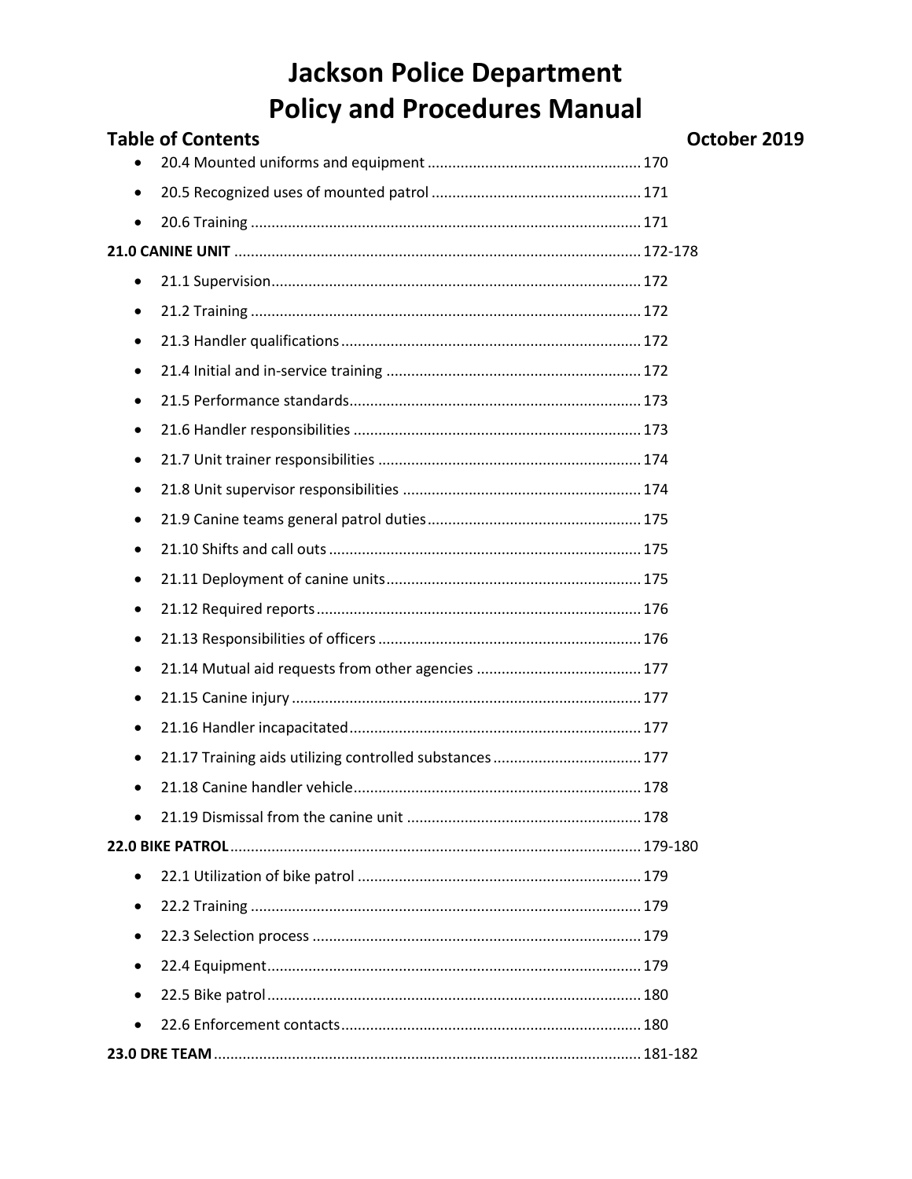# Jackson Police Department
# Policy and Procedures Manual

**Table of Contents** **October 2019**

- 20.4 Mounted uniforms and equipment .................................................... 170
- 20.5 Recognized uses of mounted patrol .................................................. 171
- 20.6 Training ............................................................................................. 171

**21.0 CANINE UNIT** ................................................................................................ 172-178

- 21.1 Supervision......................................................................................... 172
- 21.2 Training ............................................................................................. 172
- 21.3 Handler qualifications........................................................................ 172
- 21.4 Initial and in-service training ............................................................. 172
- 21.5 Performance standards...................................................................... 173
- 21.6 Handler responsibilities ..................................................................... 173
- 21.7 Unit trainer responsibilities ............................................................... 174
- 21.8 Unit supervisor responsibilities ......................................................... 174
- 21.9 Canine teams general patrol duties................................................... 175
- 21.10 Shifts and call outs ........................................................................... 175
- 21.11 Deployment of canine units.............................................................. 175
- 21.12 Required reports .............................................................................. 176
- 21.13 Responsibilities of officers ............................................................... 176
- 21.14 Mutual aid requests from other agencies ........................................ 177
- 21.15 Canine injury .................................................................................... 177
- 21.16 Handler incapacitated...................................................................... 177
- 21.17 Training aids utilizing controlled substances .................................... 177
- 21.18 Canine handler vehicle..................................................................... 178
- 21.19 Dismissal from the canine unit ........................................................ 178

**22.0 BIKE PATROL**.................................................................................................. 179-180

- 22.1 Utilization of bike patrol .................................................................... 179
- 22.2 Training ............................................................................................. 179
- 22.3 Selection process ............................................................................... 179
- 22.4 Equipment.......................................................................................... 179
- 22.5 Bike patrol.......................................................................................... 180
- 22.6 Enforcement contacts........................................................................ 180

**23.0 DRE TEAM**...................................................................................................... 181-182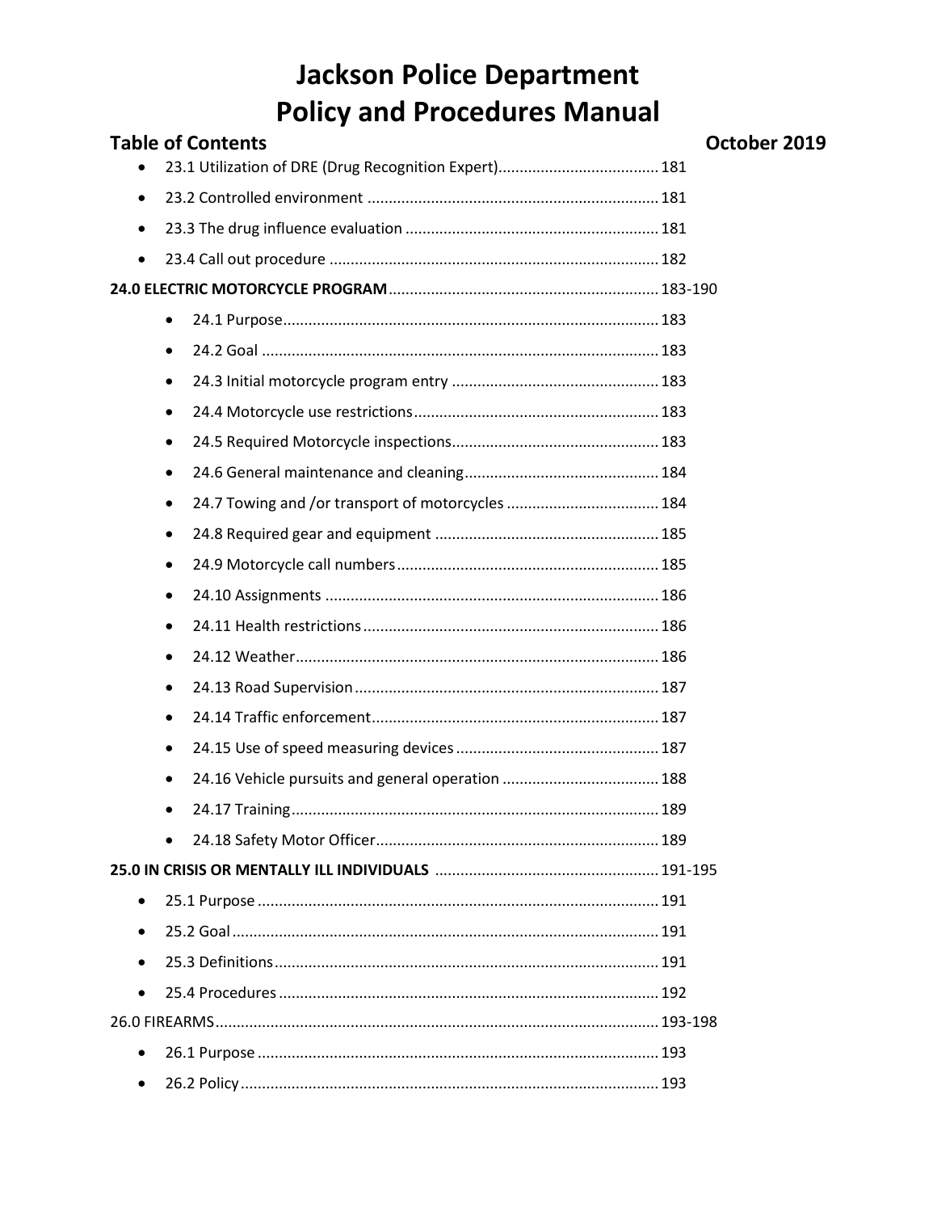# Jackson Police Department
# Policy and Procedures Manual

**Table of Contents** **October 2019**

- 23.1 Utilization of DRE (Drug Recognition Expert)...................................... 181
- 23.2 Controlled environment .................................................................... 181
- 23.3 The drug influence evaluation ........................................................... 181
- 23.4 Call out procedure ............................................................................ 182

**24.0 ELECTRIC MOTORCYCLE PROGRAM**............................................................... 183-190

- 24.1 Purpose........................................................................................ 183
- 24.2 Goal ............................................................................................ 183
- 24.3 Initial motorcycle program entry ................................................. 183
- 24.4 Motorcycle use restrictions.......................................................... 183
- 24.5 Required Motorcycle inspections................................................. 183
- 24.6 General maintenance and cleaning.............................................. 184
- 24.7 Towing and /or transport of motorcycles .................................... 184
- 24.8 Required gear and equipment ..................................................... 185
- 24.9 Motorcycle call numbers.............................................................. 185
- 24.10 Assignments ............................................................................... 186
- 24.11 Health restrictions...................................................................... 186
- 24.12 Weather...................................................................................... 186
- 24.13 Road Supervision........................................................................ 187
- 24.14 Traffic enforcement.................................................................... 187
- 24.15 Use of speed measuring devices ................................................ 187
- 24.16 Vehicle pursuits and general operation ..................................... 188
- 24.17 Training....................................................................................... 189
- 24.18 Safety Motor Officer................................................................... 189

**25.0 IN CRISIS OR MENTALLY ILL INDIVIDUALS** .................................................... 191-195

- 25.1 Purpose .............................................................................................. 191
- 25.2 Goal .................................................................................................... 191
- 25.3 Definitions.......................................................................................... 191
- 25.4 Procedures ......................................................................................... 192

26.0 FIREARMS........................................................................................................ 193-198

- 26.1 Purpose .............................................................................................. 193
- 26.2 Policy .................................................................................................. 193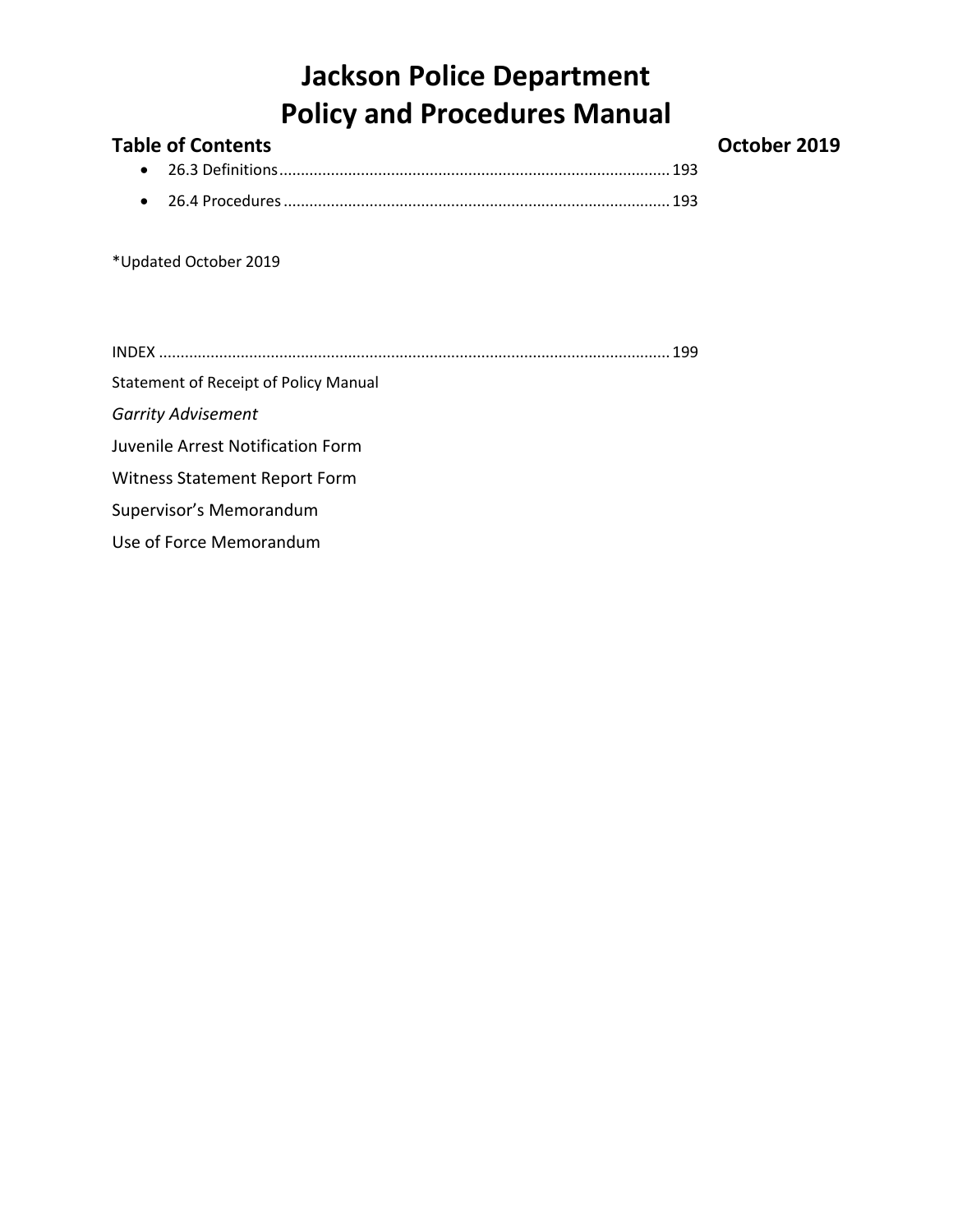# Jackson Police Department
# Policy and Procedures Manual

**Table of Contents** **October 2019**

- 26.3 Definitions .......................................................................................... 193
- 26.4 Procedures ......................................................................................... 193

*Updated October 2019

INDEX ...................................................................................................................... 199

Statement of Receipt of Policy Manual

*Garrity Advisement*

Juvenile Arrest Notification Form

Witness Statement Report Form

Supervisor's Memorandum

Use of Force Memorandum